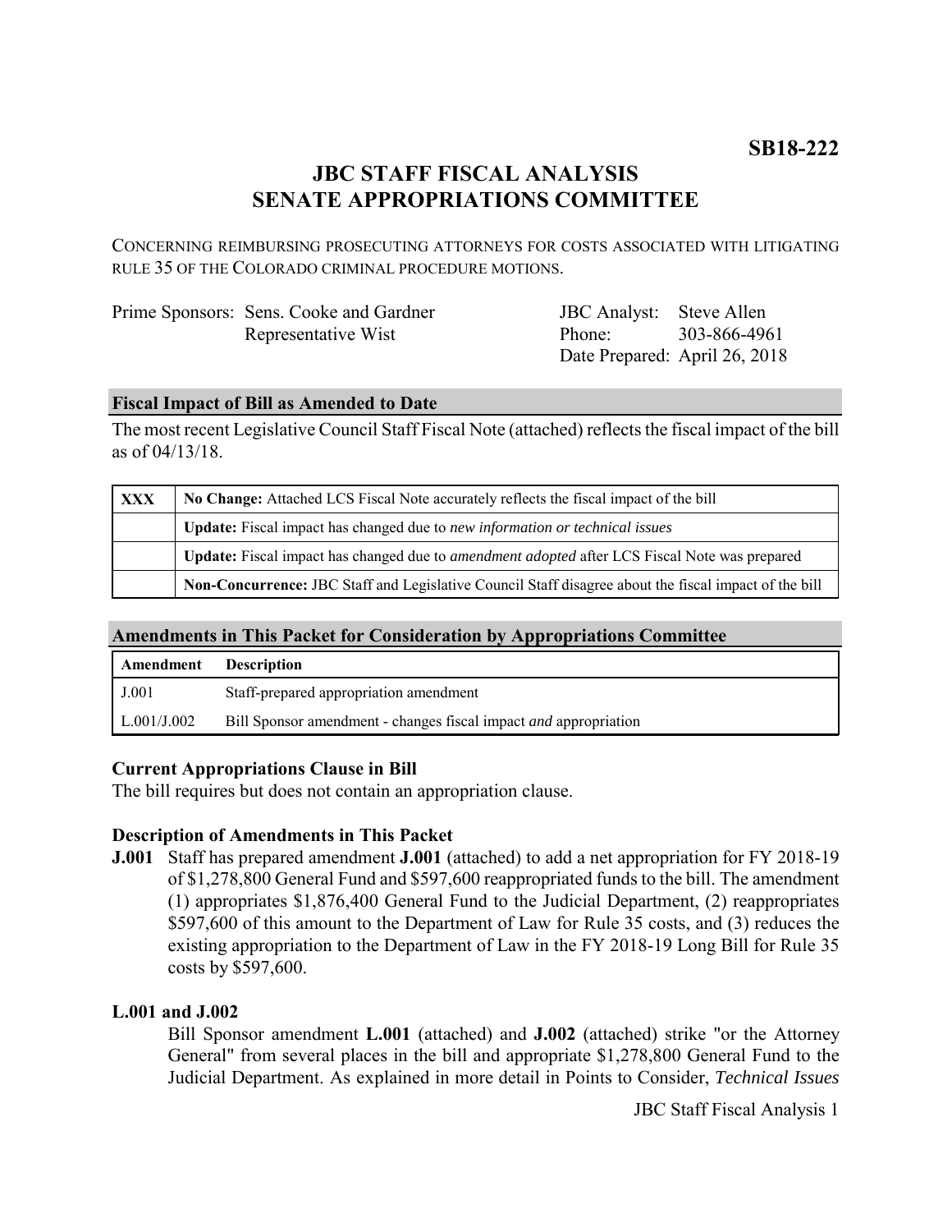**SB18-222**

# JBC STAFF FISCAL ANALYSIS
# SENATE APPROPRIATIONS COMMITTEE

CONCERNING REIMBURSING PROSECUTING ATTORNEYS FOR COSTS ASSOCIATED WITH LITIGATING RULE 35 OF THE COLORADO CRIMINAL PROCEDURE MOTIONS.

| | | | |
|---|---|---|---|
| Prime Sponsors: | Sens. Cooke and Gardner | JBC Analyst: | Steve Allen |
| | Representative Wist | Phone: | 303-866-4961 |
| | | Date Prepared: | April 26, 2018 |

## Fiscal Impact of Bill as Amended to Date

The most recent Legislative Council Staff Fiscal Note (attached) reflects the fiscal impact of the bill as of 04/13/18.

| | |
|---|---|
| **XXX** | **No Change:** Attached LCS Fiscal Note accurately reflects the fiscal impact of the bill |
| | **Update:** Fiscal impact has changed due to *new information or technical issues* |
| | **Update:** Fiscal impact has changed due to *amendment adopted* after LCS Fiscal Note was prepared |
| | **Non-Concurrence:** JBC Staff and Legislative Council Staff disagree about the fiscal impact of the bill |

## Amendments in This Packet for Consideration by Appropriations Committee

| Amendment | Description |
|---|---|
| J.001 | Staff-prepared appropriation amendment |
| L.001/J.002 | Bill Sponsor amendment - changes fiscal impact *and* appropriation |

### Current Appropriations Clause in Bill

The bill requires but does not contain an appropriation clause.

### Description of Amendments in This Packet

**J.001** Staff has prepared amendment **J.001** (attached) to add a net appropriation for FY 2018-19 of $1,278,800 General Fund and $597,600 reappropriated funds to the bill. The amendment (1) appropriates $1,876,400 General Fund to the Judicial Department, (2) reappropriates $597,600 of this amount to the Department of Law for Rule 35 costs, and (3) reduces the existing appropriation to the Department of Law in the FY 2018-19 Long Bill for Rule 35 costs by $597,600.

**L.001 and J.002**

Bill Sponsor amendment **L.001** (attached) and **J.002** (attached) strike "or the Attorney General" from several places in the bill and appropriate $1,278,800 General Fund to the Judicial Department. As explained in more detail in Points to Consider, *Technical Issues*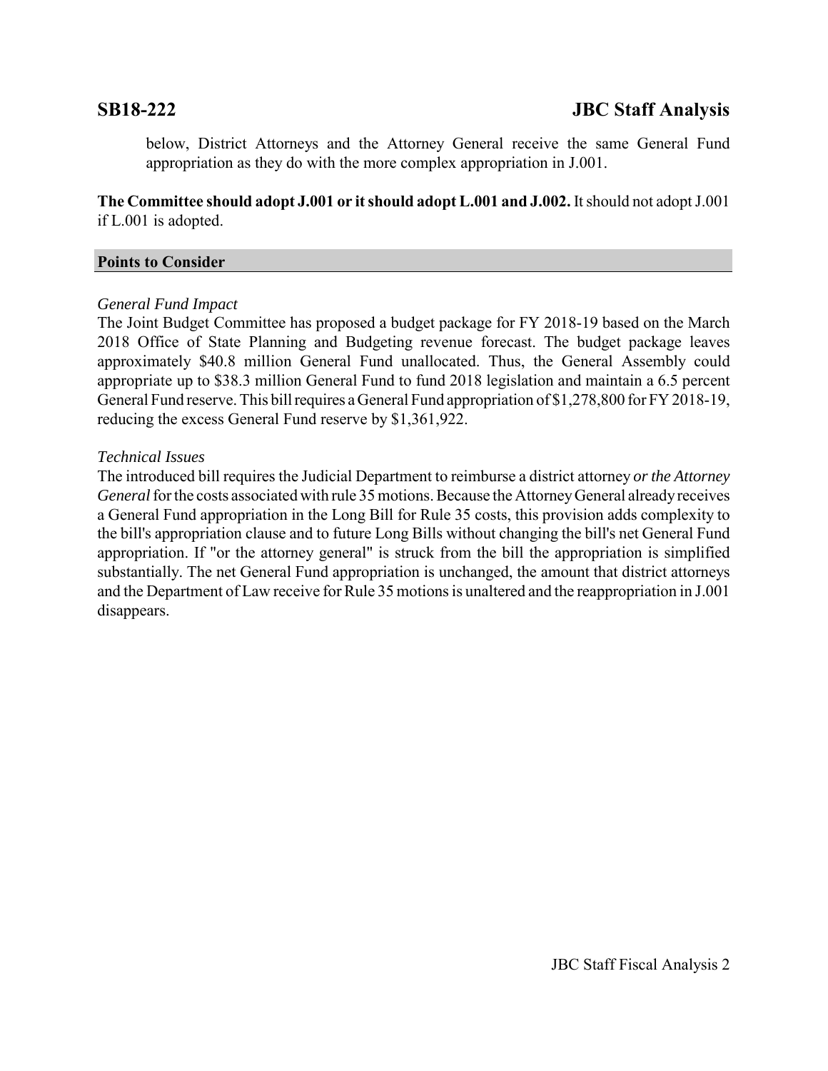below, District Attorneys and the Attorney General receive the same General Fund appropriation as they do with the more complex appropriation in J.001.

**The Committee should adopt J.001 or it should adopt L.001 and J.002.** It should not adopt J.001 if L.001 is adopted.

## Points to Consider

*General Fund Impact*

The Joint Budget Committee has proposed a budget package for FY 2018-19 based on the March 2018 Office of State Planning and Budgeting revenue forecast. The budget package leaves approximately $40.8 million General Fund unallocated. Thus, the General Assembly could appropriate up to $38.3 million General Fund to fund 2018 legislation and maintain a 6.5 percent General Fund reserve. This bill requires a General Fund appropriation of $1,278,800 for FY 2018-19, reducing the excess General Fund reserve by $1,361,922.

*Technical Issues*

The introduced bill requires the Judicial Department to reimburse a district attorney *or the Attorney General* for the costs associated with rule 35 motions. Because the Attorney General already receives a General Fund appropriation in the Long Bill for Rule 35 costs, this provision adds complexity to the bill's appropriation clause and to future Long Bills without changing the bill's net General Fund appropriation. If "or the attorney general" is struck from the bill the appropriation is simplified substantially. The net General Fund appropriation is unchanged, the amount that district attorneys and the Department of Law receive for Rule 35 motions is unaltered and the reappropriation in J.001 disappears.